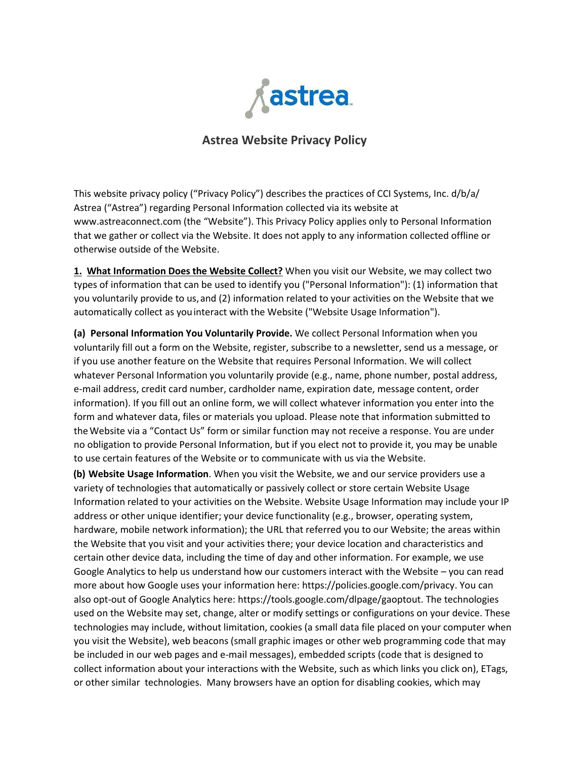# Astrea Website Privacy Policy

This website privacy policy ("Privacy Policy") describes the practices of CCI Systems, Inc. d/b/a/ Astrea ("Astrea") regarding Personal Information collected via its website at www.astreaconnect.com (the "Website"). This Privacy Policy applies only to Personal Information that we gather or collect via the Website. It does not apply to any information collected offline or otherwise outside of the Website.

**1. What Information Does the Website Collect?** When you visit our Website, we may collect two types of information that can be used to identify you ("Personal Information"): (1) information that you voluntarily provide to us, and (2) information related to your activities on the Website that we automatically collect as you interact with the Website ("Website Usage Information").

**(a) Personal Information You Voluntarily Provide.** We collect Personal Information when you voluntarily fill out a form on the Website, register, subscribe to a newsletter, send us a message, or if you use another feature on the Website that requires Personal Information. We will collect whatever Personal Information you voluntarily provide (e.g., name, phone number, postal address, e-mail address, credit card number, cardholder name, expiration date, message content, order information). If you fill out an online form, we will collect whatever information you enter into the form and whatever data, files or materials you upload. Please note that information submitted to the Website via a "Contact Us" form or similar function may not receive a response. You are under no obligation to provide Personal Information, but if you elect not to provide it, you may be unable to use certain features of the Website or to communicate with us via the Website.

**(b) Website Usage Information**. When you visit the Website, we and our service providers use a variety of technologies that automatically or passively collect or store certain Website Usage Information related to your activities on the Website. Website Usage Information may include your IP address or other unique identifier; your device functionality (e.g., browser, operating system, hardware, mobile network information); the URL that referred you to our Website; the areas within the Website that you visit and your activities there; your device location and characteristics and certain other device data, including the time of day and other information. For example, we use Google Analytics to help us understand how our customers interact with the Website – you can read more about how Google uses your information here: https://policies.google.com/privacy. You can also opt-out of Google Analytics here: https://tools.google.com/dlpage/gaoptout. The technologies used on the Website may set, change, alter or modify settings or configurations on your device. These technologies may include, without limitation, cookies (a small data file placed on your computer when you visit the Website), web beacons (small graphic images or other web programming code that may be included in our web pages and e-mail messages), embedded scripts (code that is designed to collect information about your interactions with the Website, such as which links you click on), ETags, or other similar technologies. Many browsers have an option for disabling cookies, which may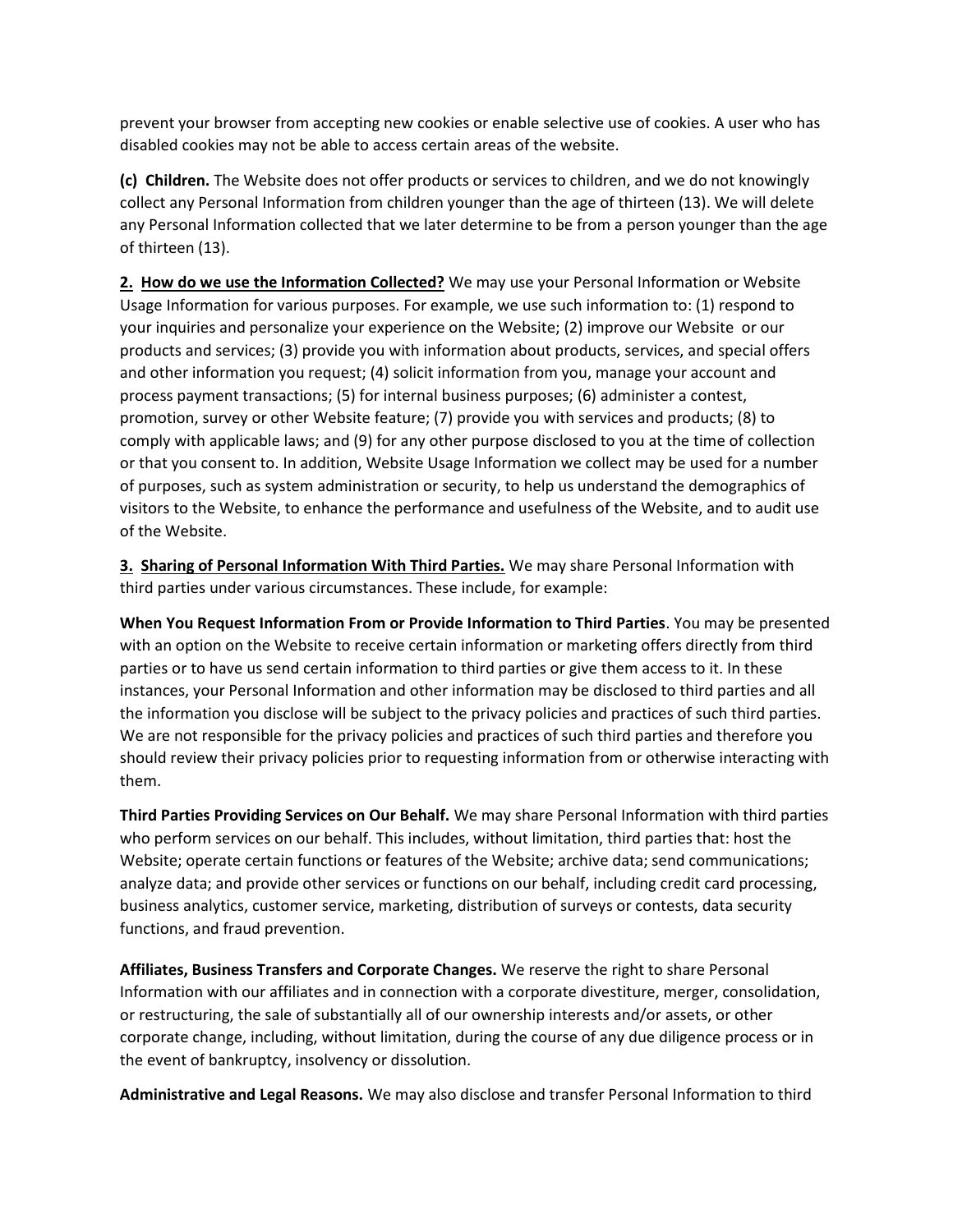prevent your browser from accepting new cookies or enable selective use of cookies. A user who has disabled cookies may not be able to access certain areas of the website.

**(c) Children.** The Website does not offer products or services to children, and we do not knowingly collect any Personal Information from children younger than the age of thirteen (13). We will delete any Personal Information collected that we later determine to be from a person younger than the age of thirteen (13).

**2. How do we use the Information Collected?** We may use your Personal Information or Website Usage Information for various purposes. For example, we use such information to: (1) respond to your inquiries and personalize your experience on the Website; (2) improve our Website or our products and services; (3) provide you with information about products, services, and special offers and other information you request; (4) solicit information from you, manage your account and process payment transactions; (5) for internal business purposes; (6) administer a contest, promotion, survey or other Website feature; (7) provide you with services and products; (8) to comply with applicable laws; and (9) for any other purpose disclosed to you at the time of collection or that you consent to. In addition, Website Usage Information we collect may be used for a number of purposes, such as system administration or security, to help us understand the demographics of visitors to the Website, to enhance the performance and usefulness of the Website, and to audit use of the Website.

**3. Sharing of Personal Information With Third Parties.** We may share Personal Information with third parties under various circumstances. These include, for example:

**When You Request Information From or Provide Information to Third Parties**. You may be presented with an option on the Website to receive certain information or marketing offers directly from third parties or to have us send certain information to third parties or give them access to it. In these instances, your Personal Information and other information may be disclosed to third parties and all the information you disclose will be subject to the privacy policies and practices of such third parties. We are not responsible for the privacy policies and practices of such third parties and therefore you should review their privacy policies prior to requesting information from or otherwise interacting with them.

**Third Parties Providing Services on Our Behalf.** We may share Personal Information with third parties who perform services on our behalf. This includes, without limitation, third parties that: host the Website; operate certain functions or features of the Website; archive data; send communications; analyze data; and provide other services or functions on our behalf, including credit card processing, business analytics, customer service, marketing, distribution of surveys or contests, data security functions, and fraud prevention.

**Affiliates, Business Transfers and Corporate Changes.** We reserve the right to share Personal Information with our affiliates and in connection with a corporate divestiture, merger, consolidation, or restructuring, the sale of substantially all of our ownership interests and/or assets, or other corporate change, including, without limitation, during the course of any due diligence process or in the event of bankruptcy, insolvency or dissolution.

**Administrative and Legal Reasons.** We may also disclose and transfer Personal Information to third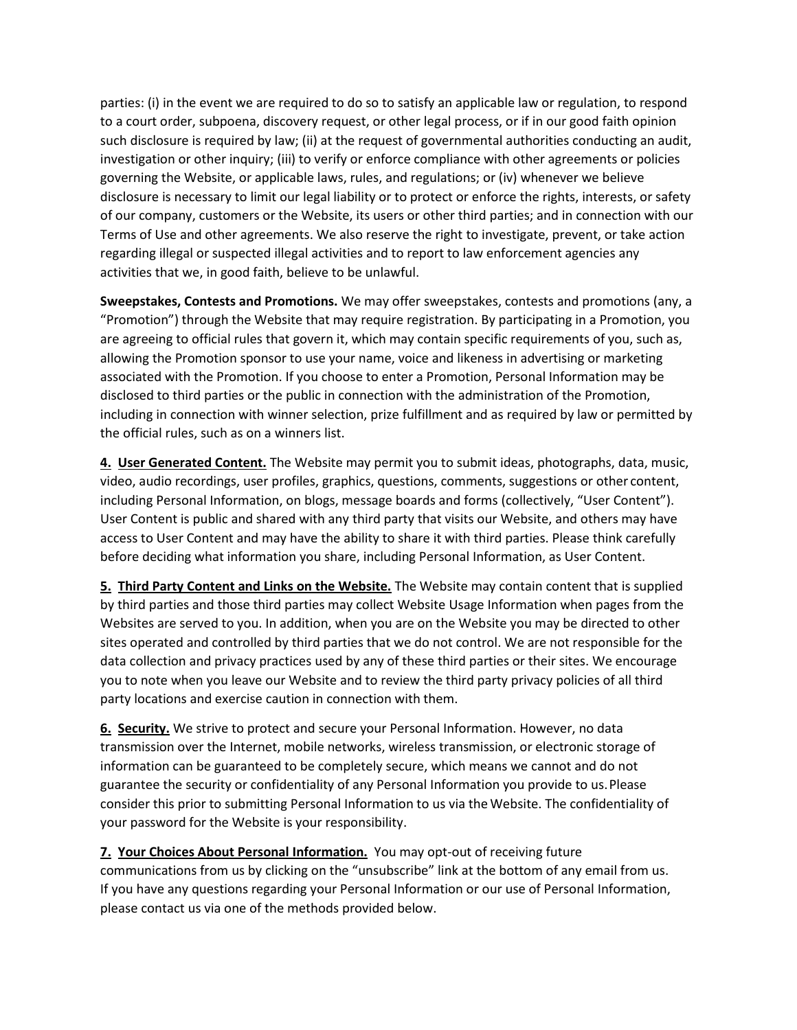parties: (i) in the event we are required to do so to satisfy an applicable law or regulation, to respond to a court order, subpoena, discovery request, or other legal process, or if in our good faith opinion such disclosure is required by law; (ii) at the request of governmental authorities conducting an audit, investigation or other inquiry; (iii) to verify or enforce compliance with other agreements or policies governing the Website, or applicable laws, rules, and regulations; or (iv) whenever we believe disclosure is necessary to limit our legal liability or to protect or enforce the rights, interests, or safety of our company, customers or the Website, its users or other third parties; and in connection with our Terms of Use and other agreements. We also reserve the right to investigate, prevent, or take action regarding illegal or suspected illegal activities and to report to law enforcement agencies any activities that we, in good faith, believe to be unlawful.

**Sweepstakes, Contests and Promotions.** We may offer sweepstakes, contests and promotions (any, a "Promotion") through the Website that may require registration. By participating in a Promotion, you are agreeing to official rules that govern it, which may contain specific requirements of you, such as, allowing the Promotion sponsor to use your name, voice and likeness in advertising or marketing associated with the Promotion. If you choose to enter a Promotion, Personal Information may be disclosed to third parties or the public in connection with the administration of the Promotion, including in connection with winner selection, prize fulfillment and as required by law or permitted by the official rules, such as on a winners list.

**4. User Generated Content.** The Website may permit you to submit ideas, photographs, data, music, video, audio recordings, user profiles, graphics, questions, comments, suggestions or other content, including Personal Information, on blogs, message boards and forms (collectively, "User Content"). User Content is public and shared with any third party that visits our Website, and others may have access to User Content and may have the ability to share it with third parties. Please think carefully before deciding what information you share, including Personal Information, as User Content.

**5. Third Party Content and Links on the Website.** The Website may contain content that is supplied by third parties and those third parties may collect Website Usage Information when pages from the Websites are served to you. In addition, when you are on the Website you may be directed to other sites operated and controlled by third parties that we do not control. We are not responsible for the data collection and privacy practices used by any of these third parties or their sites. We encourage you to note when you leave our Website and to review the third party privacy policies of all third party locations and exercise caution in connection with them.

**6. Security.** We strive to protect and secure your Personal Information. However, no data transmission over the Internet, mobile networks, wireless transmission, or electronic storage of information can be guaranteed to be completely secure, which means we cannot and do not guarantee the security or confidentiality of any Personal Information you provide to us. Please consider this prior to submitting Personal Information to us via the Website. The confidentiality of your password for the Website is your responsibility.

**7. Your Choices About Personal Information.** You may opt-out of receiving future communications from us by clicking on the "unsubscribe" link at the bottom of any email from us. If you have any questions regarding your Personal Information or our use of Personal Information, please contact us via one of the methods provided below.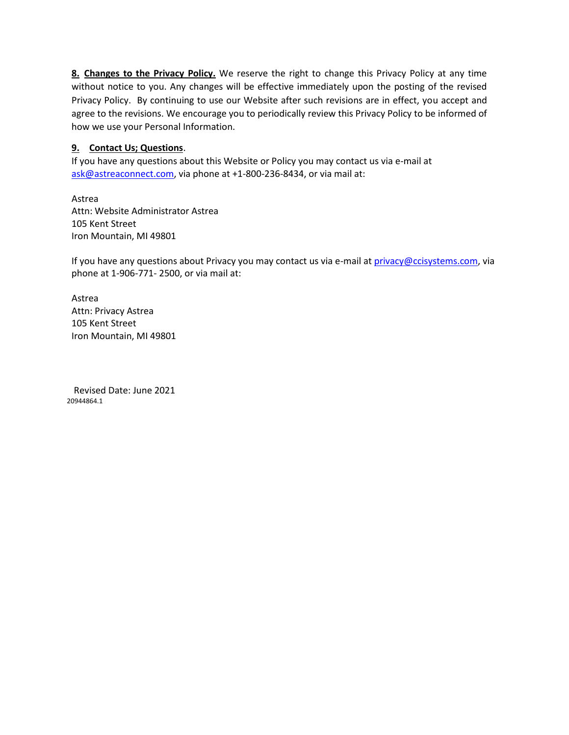**8. Changes to the Privacy Policy.** We reserve the right to change this Privacy Policy at any time without notice to you. Any changes will be effective immediately upon the posting of the revised Privacy Policy. By continuing to use our Website after such revisions are in effect, you accept and agree to the revisions. We encourage you to periodically review this Privacy Policy to be informed of how we use your Personal Information.

**9. Contact Us; Questions**.

If you have any questions about this Website or Policy you may contact us via e-mail at ask@astreaconnect.com, via phone at +1-800-236-8434, or via mail at:

Astrea
Attn: Website Administrator Astrea
105 Kent Street
Iron Mountain, MI 49801

If you have any questions about Privacy you may contact us via e-mail at privacy@ccisystems.com, via phone at 1-906-771- 2500, or via mail at:

Astrea
Attn: Privacy Astrea
105 Kent Street
Iron Mountain, MI 49801

Revised Date: June 2021

20944864.1